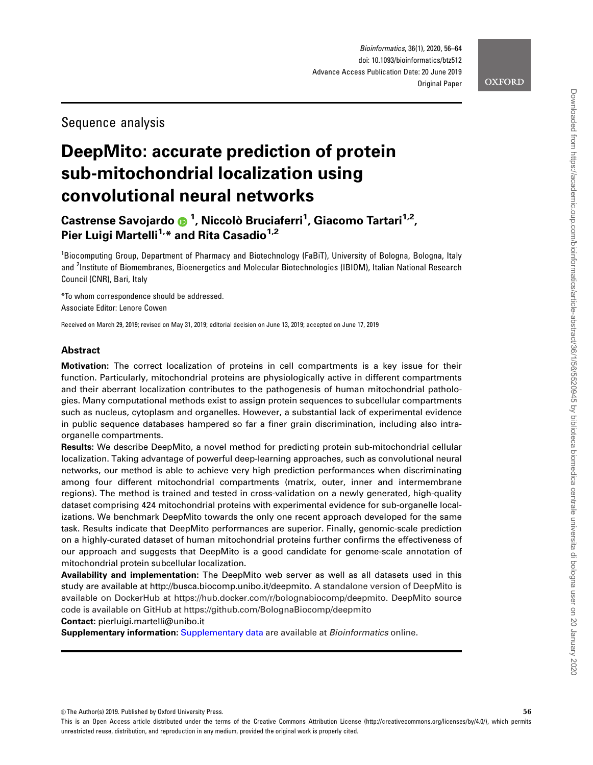Sequence analysis

# DeepMito: accurate prediction of protein sub-mitochondrial localization using convolutional neural networks

**Castrense Savojardo [1], Niccolò Bruciaferri [1], Giacomo Tartari [1,2], Pier Luigi Martelli [1,*] and Rita Casadio [1,2]**

[1]Biocomputing Group, Department of Pharmacy and Biotechnology (FaBiT), University of Bologna, Bologna, Italy and [2]Institute of Biomembranes, Bioenergetics and Molecular Biotechnologies (IBIOM), Italian National Research Council (CNR), Bari, Italy

*To whom correspondence should be addressed.

Associate Editor: Lenore Cowen

Received on March 29, 2019; revised on May 31, 2019; editorial decision on June 13, 2019; accepted on June 17, 2019

## Abstract

**Motivation:** The correct localization of proteins in cell compartments is a key issue for their function. Particularly, mitochondrial proteins are physiologically active in different compartments and their aberrant localization contributes to the pathogenesis of human mitochondrial pathologies. Many computational methods exist to assign protein sequences to subcellular compartments such as nucleus, cytoplasm and organelles. However, a substantial lack of experimental evidence in public sequence databases hampered so far a finer grain discrimination, including also intra-organelle compartments.

**Results:** We describe DeepMito, a novel method for predicting protein sub-mitochondrial cellular localization. Taking advantage of powerful deep-learning approaches, such as convolutional neural networks, our method is able to achieve very high prediction performances when discriminating among four different mitochondrial compartments (matrix, outer, inner and intermembrane regions). The method is trained and tested in cross-validation on a newly generated, high-quality dataset comprising 424 mitochondrial proteins with experimental evidence for sub-organelle localizations. We benchmark DeepMito towards the only one recent approach developed for the same task. Results indicate that DeepMito performances are superior. Finally, genomic-scale prediction on a highly-curated dataset of human mitochondrial proteins further confirms the effectiveness of our approach and suggests that DeepMito is a good candidate for genome-scale annotation of mitochondrial protein subcellular localization.

**Availability and implementation:** The DeepMito web server as well as all datasets used in this study are available at http://busca.biocomp.unibo.it/deepmito. A standalone version of DeepMito is available on DockerHub at https://hub.docker.com/r/bolognabiocomp/deepmito. DeepMito source code is available on GitHub at https://github.com/BolognaBiocomp/deepmito

**Contact:** pierluigi.martelli@unibo.it

**Supplementary information:** Supplementary data are available at *Bioinformatics* online.

© The Author(s) 2019. Published by Oxford University Press.

This is an Open Access article distributed under the terms of the Creative Commons Attribution License (http://creativecommons.org/licenses/by/4.0/), which permits unrestricted reuse, distribution, and reproduction in any medium, provided the original work is properly cited.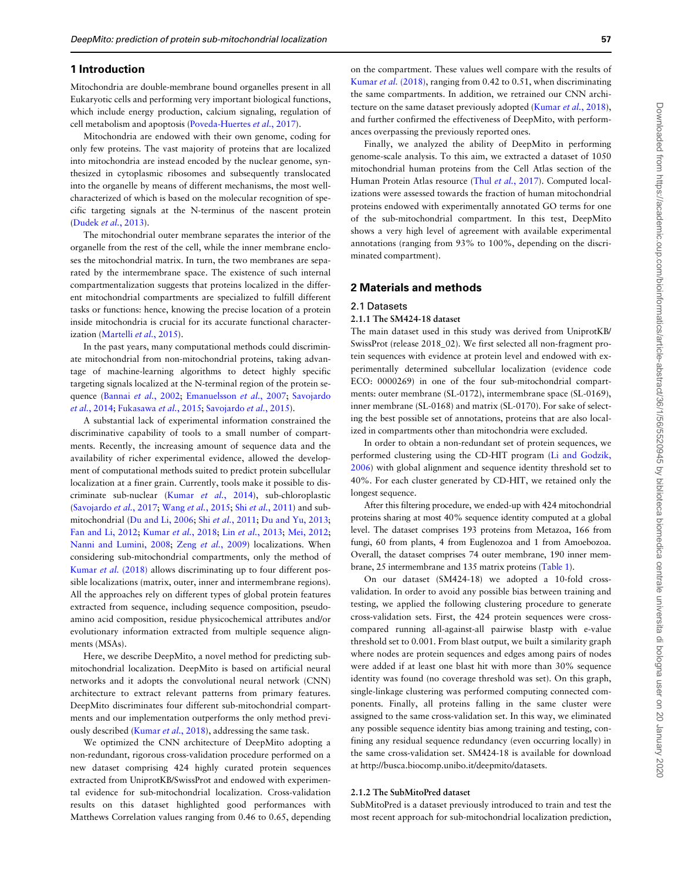## 1 Introduction

Mitochondria are double-membrane bound organelles present in all Eukaryotic cells and performing very important biological functions, which include energy production, calcium signaling, regulation of cell metabolism and apoptosis (Poveda-Huertes *et al.*, 2017).

Mitochondria are endowed with their own genome, coding for only few proteins. The vast majority of proteins that are localized into mitochondria are instead encoded by the nuclear genome, synthesized in cytoplasmic ribosomes and subsequently translocated into the organelle by means of different mechanisms, the most well-characterized of which is based on the molecular recognition of specific targeting signals at the N-terminus of the nascent protein (Dudek *et al.*, 2013).

The mitochondrial outer membrane separates the interior of the organelle from the rest of the cell, while the inner membrane encloses the mitochondrial matrix. In turn, the two membranes are separated by the intermembrane space. The existence of such internal compartmentalization suggests that proteins localized in the different mitochondrial compartments are specialized to fulfill different tasks or functions: hence, knowing the precise location of a protein inside mitochondria is crucial for its accurate functional characterization (Martelli *et al.*, 2015).

In the past years, many computational methods could discriminate mitochondrial from non-mitochondrial proteins, taking advantage of machine-learning algorithms to detect highly specific targeting signals localized at the N-terminal region of the protein sequence (Bannai *et al.*, 2002; Emanuelsson *et al.*, 2007; Savojardo *et al.*, 2014; Fukasawa *et al.*, 2015; Savojardo *et al.*, 2015).

A substantial lack of experimental information constrained the discriminative capability of tools to a small number of compartments. Recently, the increasing amount of sequence data and the availability of richer experimental evidence, allowed the development of computational methods suited to predict protein subcellular localization at a finer grain. Currently, tools make it possible to discriminate sub-nuclear (Kumar *et al.*, 2014), sub-chloroplastic (Savojardo *et al.*, 2017; Wang *et al.*, 2015; Shi *et al.*, 2011) and sub-mitochondrial (Du and Li, 2006; Shi *et al.*, 2011; Du and Yu, 2013; Fan and Li, 2012; Kumar *et al.*, 2018; Lin *et al.*, 2013; Mei, 2012; Nanni and Lumini, 2008; Zeng *et al.*, 2009) localizations. When considering sub-mitochondrial compartments, only the method of Kumar *et al.* (2018) allows discriminating up to four different possible localizations (matrix, outer, inner and intermembrane regions). All the approaches rely on different types of global protein features extracted from sequence, including sequence composition, pseudo-amino acid composition, residue physicochemical attributes and/or evolutionary information extracted from multiple sequence alignments (MSAs).

Here, we describe DeepMito, a novel method for predicting sub-mitochondrial localization. DeepMito is based on artificial neural networks and it adopts the convolutional neural network (CNN) architecture to extract relevant patterns from primary features. DeepMito discriminates four different sub-mitochondrial compartments and our implementation outperforms the only method previously described (Kumar *et al.*, 2018), addressing the same task.

We optimized the CNN architecture of DeepMito adopting a non-redundant, rigorous cross-validation procedure performed on a new dataset comprising 424 highly curated protein sequences extracted from UniprotKB/SwissProt and endowed with experimental evidence for sub-mitochondrial localization. Cross-validation results on this dataset highlighted good performances with Matthews Correlation values ranging from 0.46 to 0.65, depending on the compartment. These values well compare with the results of Kumar *et al.* (2018), ranging from 0.42 to 0.51, when discriminating the same compartments. In addition, we retrained our CNN architecture on the same dataset previously adopted (Kumar *et al.*, 2018), and further confirmed the effectiveness of DeepMito, with performances overpassing the previously reported ones.

Finally, we analyzed the ability of DeepMito in performing genome-scale analysis. To this aim, we extracted a dataset of 1050 mitochondrial human proteins from the Cell Atlas section of the Human Protein Atlas resource (Thul *et al.*, 2017). Computed localizations were assessed towards the fraction of human mitochondrial proteins endowed with experimentally annotated GO terms for one of the sub-mitochondrial compartment. In this test, DeepMito shows a very high level of agreement with available experimental annotations (ranging from 93% to 100%, depending on the discriminated compartment).

## 2 Materials and methods

### 2.1 Datasets

#### 2.1.1 The SM424-18 dataset

The main dataset used in this study was derived from UniprotKB/SwissProt (release 2018_02). We first selected all non-fragment protein sequences with evidence at protein level and endowed with experimentally determined subcellular localization (evidence code ECO: 0000269) in one of the four sub-mitochondrial compartments: outer membrane (SL-0172), intermembrane space (SL-0169), inner membrane (SL-0168) and matrix (SL-0170). For sake of selecting the best possible set of annotations, proteins that are also localized in compartments other than mitochondria were excluded.

In order to obtain a non-redundant set of protein sequences, we performed clustering using the CD-HIT program (Li and Godzik, 2006) with global alignment and sequence identity threshold set to 40%. For each cluster generated by CD-HIT, we retained only the longest sequence.

After this filtering procedure, we ended-up with 424 mitochondrial proteins sharing at most 40% sequence identity computed at a global level. The dataset comprises 193 proteins from Metazoa, 166 from fungi, 60 from plants, 4 from Euglenozoa and 1 from Amoebozoa. Overall, the dataset comprises 74 outer membrane, 190 inner membrane, 25 intermembrane and 135 matrix proteins (Table 1).

On our dataset (SM424-18) we adopted a 10-fold cross-validation. In order to avoid any possible bias between training and testing, we applied the following clustering procedure to generate cross-validation sets. First, the 424 protein sequences were cross-compared running all-against-all pairwise blastp with e-value threshold set to 0.001. From blast output, we built a similarity graph where nodes are protein sequences and edges among pairs of nodes were added if at least one blast hit with more than 30% sequence identity was found (no coverage threshold was set). On this graph, single-linkage clustering was performed computing connected components. Finally, all proteins falling in the same cluster were assigned to the same cross-validation set. In this way, we eliminated any possible sequence identity bias among training and testing, confining any residual sequence redundancy (even occurring locally) in the same cross-validation set. SM424-18 is available for download at http://busca.biocomp.unibo.it/deepmito/datasets.

#### 2.1.2 The SubMitoPred dataset

SubMitoPred is a dataset previously introduced to train and test the most recent approach for sub-mitochondrial localization prediction,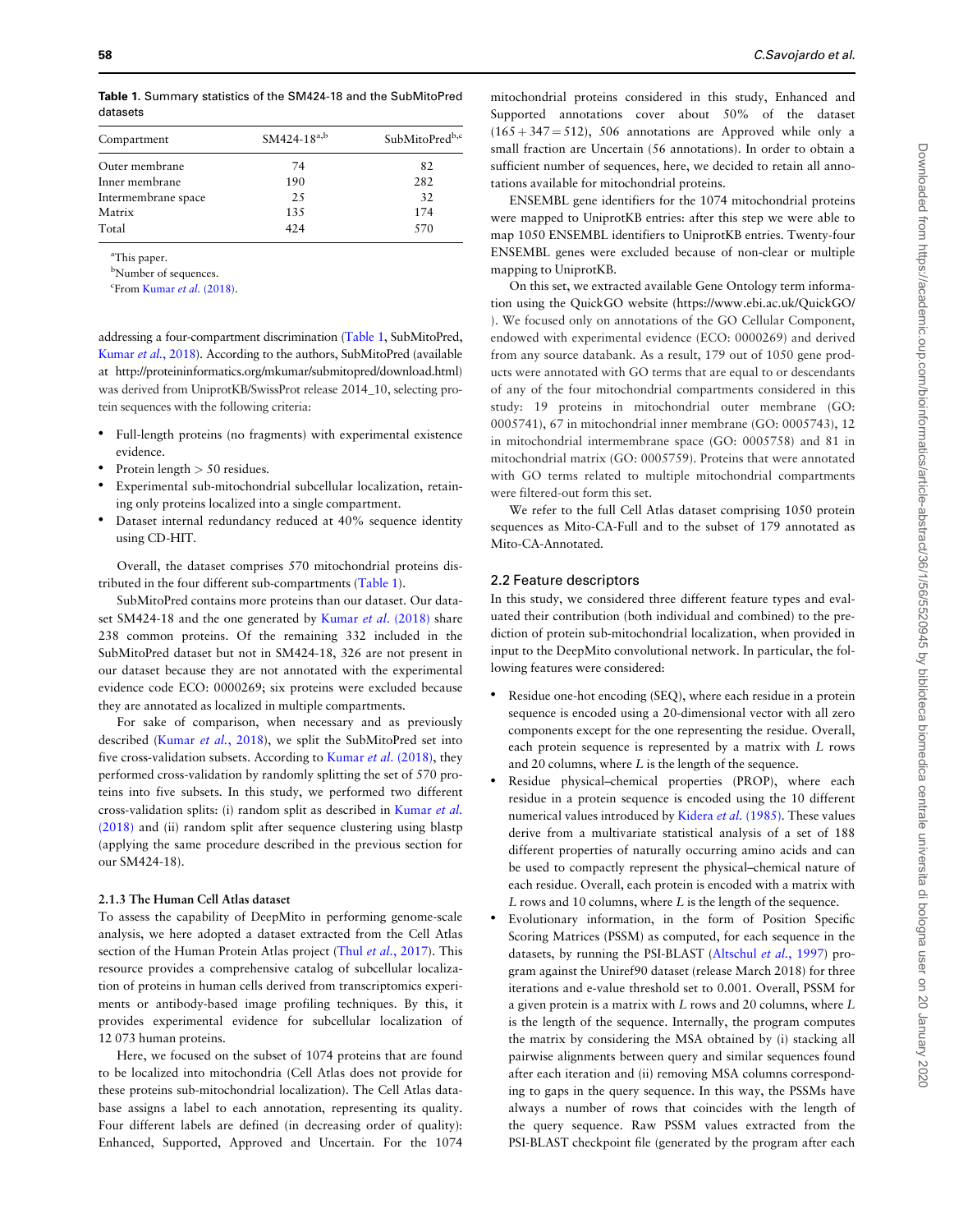**Table 1.** Summary statistics of the SM424-18 and the SubMitoPred datasets

| Compartment | SM424-18[a,b] | SubMitoPred[b,c] |
|---|---|---|
| Outer membrane | 74 | 82 |
| Inner membrane | 190 | 282 |
| Intermembrane space | 25 | 32 |
| Matrix | 135 | 174 |
| Total | 424 | 570 |

[a]This paper.
[b]Number of sequences.
[c]From Kumar *et al.* (2018).

addressing a four-compartment discrimination (Table 1, SubMitoPred, Kumar *et al.*, 2018). According to the authors, SubMitoPred (available at http://proteininformatics.org/mkumar/submitopred/download.html) was derived from UniprotKB/SwissProt release 2014_10, selecting protein sequences with the following criteria:

- Full-length proteins (no fragments) with experimental existence evidence.
- Protein length > 50 residues.
- Experimental sub-mitochondrial subcellular localization, retaining only proteins localized into a single compartment.
- Dataset internal redundancy reduced at 40% sequence identity using CD-HIT.

Overall, the dataset comprises 570 mitochondrial proteins distributed in the four different sub-compartments (Table 1).

SubMitoPred contains more proteins than our dataset. Our dataset SM424-18 and the one generated by Kumar *et al.* (2018) share 238 common proteins. Of the remaining 332 included in the SubMitoPred dataset but not in SM424-18, 326 are not present in our dataset because they are not annotated with the experimental evidence code ECO: 0000269; six proteins were excluded because they are annotated as localized in multiple compartments.

For sake of comparison, when necessary and as previously described (Kumar *et al.*, 2018), we split the SubMitoPred set into five cross-validation subsets. According to Kumar *et al.* (2018), they performed cross-validation by randomly splitting the set of 570 proteins into five subsets. In this study, we performed two different cross-validation splits: (i) random split as described in Kumar *et al.* (2018) and (ii) random split after sequence clustering using blastp (applying the same procedure described in the previous section for our SM424-18).

#### 2.1.3 The Human Cell Atlas dataset

To assess the capability of DeepMito in performing genome-scale analysis, we here adopted a dataset extracted from the Cell Atlas section of the Human Protein Atlas project (Thul *et al.*, 2017). This resource provides a comprehensive catalog of subcellular localization of proteins in human cells derived from transcriptomics experiments or antibody-based image profiling techniques. By this, it provides experimental evidence for subcellular localization of 12 073 human proteins.

Here, we focused on the subset of 1074 proteins that are found to be localized into mitochondria (Cell Atlas does not provide for these proteins sub-mitochondrial localization). The Cell Atlas database assigns a label to each annotation, representing its quality. Four different labels are defined (in decreasing order of quality): Enhanced, Supported, Approved and Uncertain. For the 1074 mitochondrial proteins considered in this study, Enhanced and Supported annotations cover about 50% of the dataset $(165 + 347 = 512)$, 506 annotations are Approved while only a small fraction are Uncertain (56 annotations). In order to obtain a sufficient number of sequences, here, we decided to retain all annotations available for mitochondrial proteins.

ENSEMBL gene identifiers for the 1074 mitochondrial proteins were mapped to UniprotKB entries: after this step we were able to map 1050 ENSEMBL identifiers to UniprotKB entries. Twenty-four ENSEMBL genes were excluded because of non-clear or multiple mapping to UniprotKB.

On this set, we extracted available Gene Ontology term information using the QuickGO website (https://www.ebi.ac.uk/QuickGO/). We focused only on annotations of the GO Cellular Component, endowed with experimental evidence (ECO: 0000269) and derived from any source databank. As a result, 179 out of 1050 gene products were annotated with GO terms that are equal to or descendants of any of the four mitochondrial compartments considered in this study: 19 proteins in mitochondrial outer membrane (GO: 0005741), 67 in mitochondrial inner membrane (GO: 0005743), 12 in mitochondrial intermembrane space (GO: 0005758) and 81 in mitochondrial matrix (GO: 0005759). Proteins that were annotated with GO terms related to multiple mitochondrial compartments were filtered-out form this set.

We refer to the full Cell Atlas dataset comprising 1050 protein sequences as Mito-CA-Full and to the subset of 179 annotated as Mito-CA-Annotated.

### 2.2 Feature descriptors

In this study, we considered three different feature types and evaluated their contribution (both individual and combined) to the prediction of protein sub-mitochondrial localization, when provided in input to the DeepMito convolutional network. In particular, the following features were considered:

- Residue one-hot encoding (SEQ), where each residue in a protein sequence is encoded using a 20-dimensional vector with all zero components except for the one representing the residue. Overall, each protein sequence is represented by a matrix with $L$ rows and 20 columns, where $L$ is the length of the sequence.
- Residue physical–chemical properties (PROP), where each residue in a protein sequence is encoded using the 10 different numerical values introduced by Kidera *et al.* (1985). These values derive from a multivariate statistical analysis of a set of 188 different properties of naturally occurring amino acids and can be used to compactly represent the physical–chemical nature of each residue. Overall, each protein is encoded with a matrix with $L$ rows and 10 columns, where $L$ is the length of the sequence.
- Evolutionary information, in the form of Position Specific Scoring Matrices (PSSM) as computed, for each sequence in the datasets, by running the PSI-BLAST (Altschul *et al.*, 1997) program against the Uniref90 dataset (release March 2018) for three iterations and e-value threshold set to 0.001. Overall, PSSM for a given protein is a matrix with $L$ rows and 20 columns, where $L$ is the length of the sequence. Internally, the program computes the matrix by considering the MSA obtained by (i) stacking all pairwise alignments between query and similar sequences found after each iteration and (ii) removing MSA columns corresponding to gaps in the query sequence. In this way, the PSSMs have always a number of rows that coincides with the length of the query sequence. Raw PSSM values extracted from the PSI-BLAST checkpoint file (generated by the program after each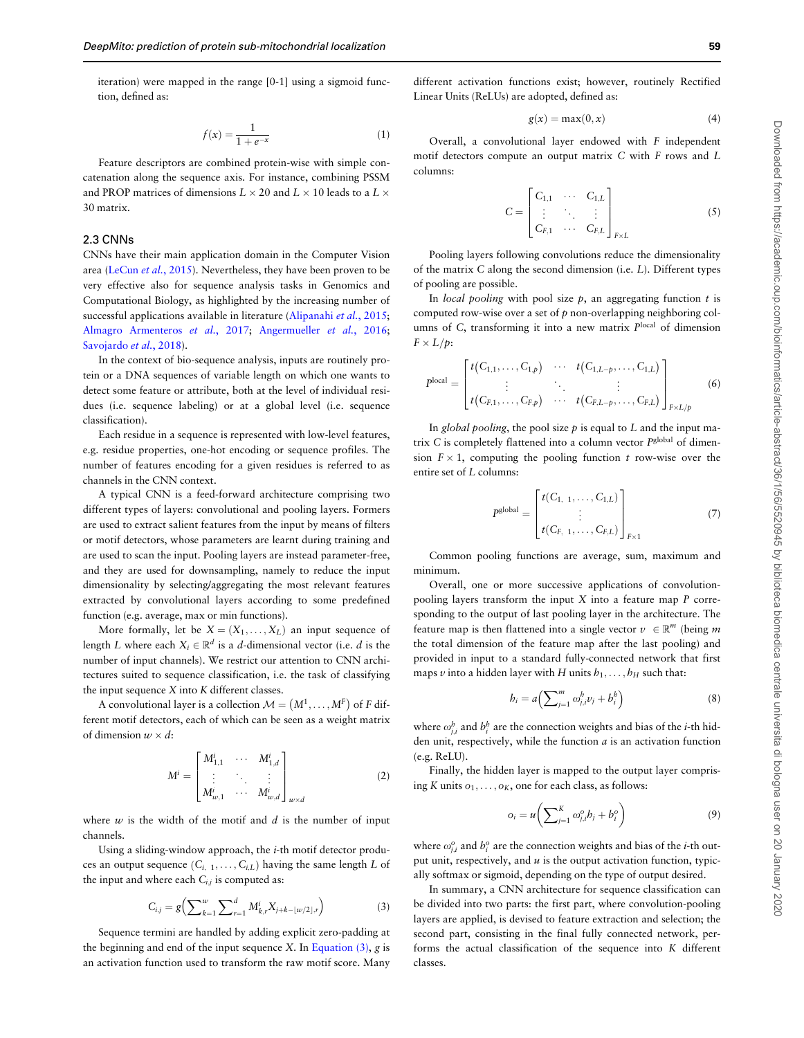iteration) were mapped in the range [0-1] using a sigmoid function, defined as:

$$f(x) = \frac{1}{1 + e^{-x}} \tag{1}$$

Feature descriptors are combined protein-wise with simple concatenation along the sequence axis. For instance, combining PSSM and PROP matrices of dimensions $L \times 20$ and $L \times 10$ leads to a $L \times 30$ matrix.

## 2.3 CNNs

CNNs have their main application domain in the Computer Vision area (LeCun *et al.*, 2015). Nevertheless, they have been proven to be very effective also for sequence analysis tasks in Genomics and Computational Biology, as highlighted by the increasing number of successful applications available in literature (Alipanahi *et al.*, 2015; Almagro Armenteros *et al.*, 2017; Angermueller *et al.*, 2016; Savojardo *et al.*, 2018).

In the context of bio-sequence analysis, inputs are routinely protein or a DNA sequences of variable length on which one wants to detect some feature or attribute, both at the level of individual residues (i.e. sequence labeling) or at a global level (i.e. sequence classification).

Each residue in a sequence is represented with low-level features, e.g. residue properties, one-hot encoding or sequence profiles. The number of features encoding for a given residues is referred to as channels in the CNN context.

A typical CNN is a feed-forward architecture comprising two different types of layers: convolutional and pooling layers. Formers are used to extract salient features from the input by means of filters or motif detectors, whose parameters are learnt during training and are used to scan the input. Pooling layers are instead parameter-free, and they are used for downsampling, namely to reduce the input dimensionality by selecting/aggregating the most relevant features extracted by convolutional layers according to some predefined function (e.g. average, max or min functions).

More formally, let be $X = (X_1, \ldots, X_L)$ an input sequence of length $L$ where each $X_i \in \mathbb{R}^d$ is a $d$-dimensional vector (i.e. $d$ is the number of input channels). We restrict our attention to CNN architectures suited to sequence classification, i.e. the task of classifying the input sequence $X$ into $K$ different classes.

A convolutional layer is a collection $\mathcal{M} = (M^1, \ldots, M^F)$ of $F$ different motif detectors, each of which can be seen as a weight matrix of dimension $w \times d$:

$$M^i = \begin{bmatrix} M^i_{1,1} & \cdots & M^i_{1,d} \\ \vdots & \ddots & \vdots \\ M^i_{w,1} & \cdots & M^i_{w,d} \end{bmatrix}_{w \times d} \tag{2}$$

where $w$ is the width of the motif and $d$ is the number of input channels.

Using a sliding-window approach, the $i$-th motif detector produces an output sequence $(C_{i,1}, \ldots, C_{i,L})$ having the same length $L$ of the input and where each $C_{i,j}$ is computed as:

$$C_{i,j} = g\left(\sum_{k=1}^{w} \sum_{r=1}^{d} M^i_{k,r} X_{j+k-\lfloor w/2 \rfloor, r}\right) \tag{3}$$

Sequence termini are handled by adding explicit zero-padding at the beginning and end of the input sequence $X$. In Equation (3), $g$ is an activation function used to transform the raw motif score. Many different activation functions exist; however, routinely Rectified Linear Units (ReLUs) are adopted, defined as:

$$g(x) = \max(0, x) \tag{4}$$

Overall, a convolutional layer endowed with $F$ independent motif detectors compute an output matrix $C$ with $F$ rows and $L$ columns:

$$C = \begin{bmatrix} C_{1,1} & \cdots & C_{1,L} \\ \vdots & \ddots & \vdots \\ C_{F,1} & \cdots & C_{F,L} \end{bmatrix}_{F \times L} \tag{5}$$

Pooling layers following convolutions reduce the dimensionality of the matrix C along the second dimension (i.e. $L$). Different types of pooling are possible.

In *local pooling* with pool size $p$, an aggregating function $t$ is computed row-wise over a set of $p$ non-overlapping neighboring columns of C, transforming it into a new matrix $P^{\text{local}}$ of dimension $F \times L/p$:

$$P^{\text{local}} = \begin{bmatrix} t(C_{1,1}, \ldots, C_{1,p}) & \cdots & t(C_{1,L-p}, \ldots, C_{1,L}) \\ \vdots & \ddots & \vdots \\ t(C_{F,1}, \ldots, C_{F,p}) & \cdots & t(C_{F,L-p}, \ldots, C_{F,L}) \end{bmatrix}_{F \times L/p} \tag{6}$$

In *global pooling*, the pool size $p$ is equal to $L$ and the input matrix $C$ is completely flattened into a column vector $P^{\text{global}}$ of dimension $F \times 1$, computing the pooling function $t$ row-wise over the entire set of $L$ columns:

$$P^{\text{global}} = \begin{bmatrix} t(C_{1,1}, \ldots, C_{1,L}) \\ \vdots \\ t(C_{F,1}, \ldots, C_{F,L}) \end{bmatrix}_{F \times 1} \tag{7}$$

Common pooling functions are average, sum, maximum and minimum.

Overall, one or more successive applications of convolution-pooling layers transform the input $X$ into a feature map $P$ corresponding to the output of last pooling layer in the architecture. The feature map is then flattened into a single vector $v \in \mathbb{R}^m$ (being $m$ the total dimension of the feature map after the last pooling) and provided in input to a standard fully-connected network that first maps $v$ into a hidden layer with $H$ units $b_1, \ldots, b_H$ such that:

$$b_i = a\left(\sum_{j=1}^{m} \omega^b_{j,i} v_j + b^b_i\right) \tag{8}$$

where $\omega^b_{j,i}$ and $b^b_i$ are the connection weights and bias of the $i$-th hidden unit, respectively, while the function $a$ is an activation function (e.g. ReLU).

Finally, the hidden layer is mapped to the output layer comprising $K$ units $o_1, \ldots, o_K$, one for each class, as follows:

$$o_i = u\left(\sum_{j=1}^{K} \omega^o_{j,i} b_j + b^o_i\right) \tag{9}$$

where $\omega^o_{j,i}$ and $b^o_i$ are the connection weights and bias of the $i$-th output unit, respectively, and $u$ is the output activation function, typically softmax or sigmoid, depending on the type of output desired.

In summary, a CNN architecture for sequence classification can be divided into two parts: the first part, where convolution-pooling layers are applied, is devised to feature extraction and selection; the second part, consisting in the final fully connected network, performs the actual classification of the sequence into $K$ different classes.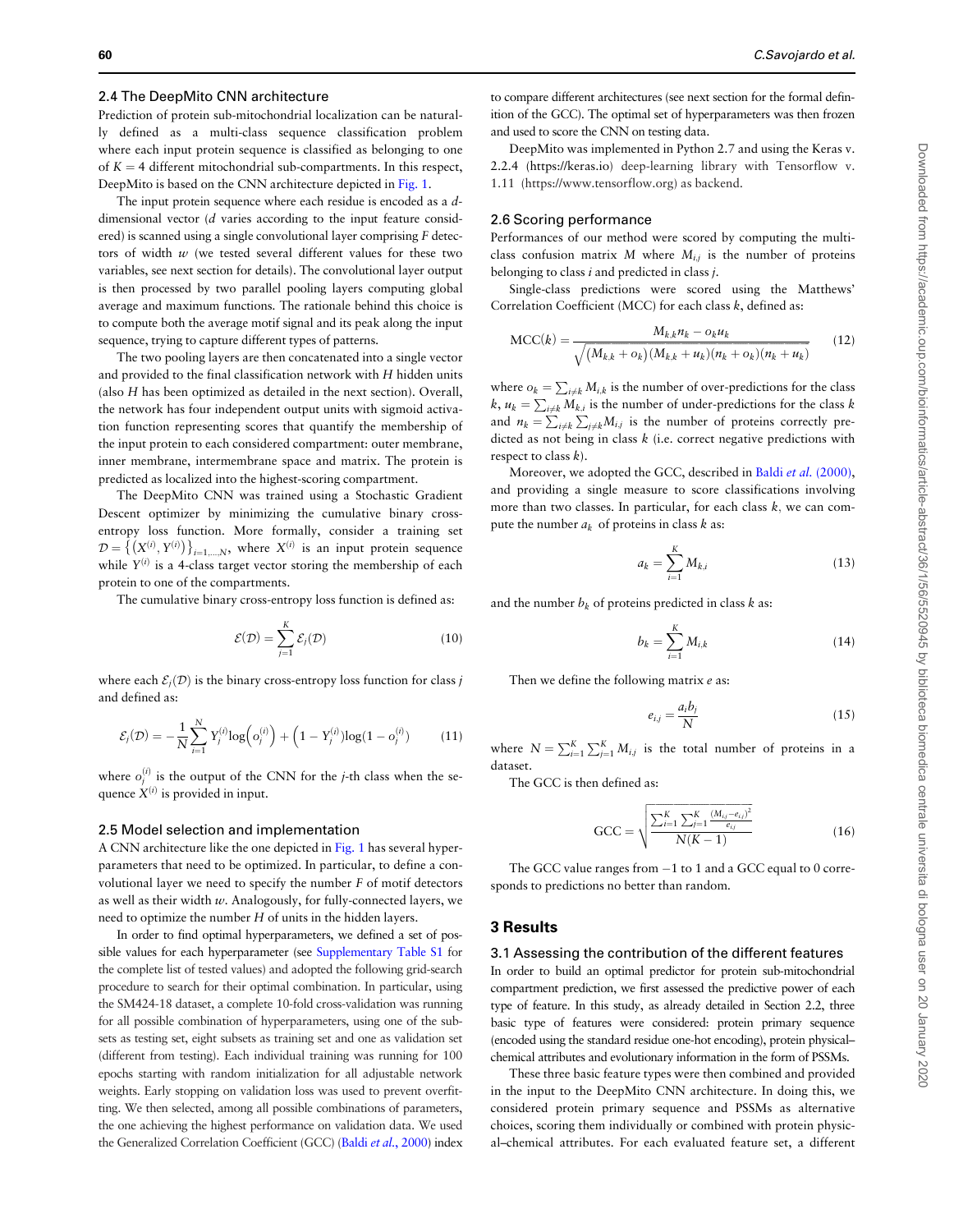### 2.4 The DeepMito CNN architecture

Prediction of protein sub-mitochondrial localization can be naturally defined as a multi-class sequence classification problem where each input protein sequence is classified as belonging to one of $K = 4$ different mitochondrial sub-compartments. In this respect, DeepMito is based on the CNN architecture depicted in Fig. 1.

The input protein sequence where each residue is encoded as a $d$-dimensional vector ($d$ varies according to the input feature considered) is scanned using a single convolutional layer comprising $F$ detectors of width $w$ (we tested several different values for these two variables, see next section for details). The convolutional layer output is then processed by two parallel pooling layers computing global average and maximum functions. The rationale behind this choice is to compute both the average motif signal and its peak along the input sequence, trying to capture different types of patterns.

The two pooling layers are then concatenated into a single vector and provided to the final classification network with $H$ hidden units (also $H$ has been optimized as detailed in the next section). Overall, the network has four independent output units with sigmoid activation function representing scores that quantify the membership of the input protein to each considered compartment: outer membrane, inner membrane, intermembrane space and matrix. The protein is predicted as localized into the highest-scoring compartment.

The DeepMito CNN was trained using a Stochastic Gradient Descent optimizer by minimizing the cumulative binary cross-entropy loss function. More formally, consider a training set $\mathcal{D} = \{(X^{(i)}, Y^{(i)})\}_{i=1,\ldots,N}$, where $X^{(i)}$ is an input protein sequence while $Y^{(i)}$ is a 4-class target vector storing the membership of each protein to one of the compartments.

The cumulative binary cross-entropy loss function is defined as:

$$\mathcal{E}(\mathcal{D}) = \sum_{j=1}^{K} \mathcal{E}_j(\mathcal{D}) \tag{10}$$

where each $\mathcal{E}_j(\mathcal{D})$ is the binary cross-entropy loss function for class $j$ and defined as:

$$\mathcal{E}_j(\mathcal{D}) = -\frac{1}{N}\sum_{i=1}^{N} Y_j^{(i)}\log\left(o_j^{(i)}\right) + \left(1 - Y_j^{(i)}\right)\log(1 - o_j^{(i)}) \tag{11}$$

where $o_j^{(i)}$ is the output of the CNN for the $j$-th class when the sequence $X^{(i)}$ is provided in input.

### 2.5 Model selection and implementation

A CNN architecture like the one depicted in Fig. 1 has several hyperparameters that need to be optimized. In particular, to define a convolutional layer we need to specify the number $F$ of motif detectors as well as their width $w$. Analogously, for fully-connected layers, we need to optimize the number $H$ of units in the hidden layers.

In order to find optimal hyperparameters, we defined a set of possible values for each hyperparameter (see Supplementary Table S1 for the complete list of tested values) and adopted the following grid-search procedure to search for their optimal combination. In particular, using the SM424-18 dataset, a complete 10-fold cross-validation was running for all possible combination of hyperparameters, using one of the subsets as testing set, eight subsets as training set and one as validation set (different from testing). Each individual training was running for 100 epochs starting with random initialization for all adjustable network weights. Early stopping on validation loss was used to prevent overfitting. We then selected, among all possible combinations of parameters, the one achieving the highest performance on validation data. We used the Generalized Correlation Coefficient (GCC) (Baldi *et al.*, 2000) index to compare different architectures (see next section for the formal definition of the GCC). The optimal set of hyperparameters was then frozen and used to score the CNN on testing data.

DeepMito was implemented in Python 2.7 and using the Keras v. 2.2.4 (https://keras.io) deep-learning library with Tensorflow v. 1.11 (https://www.tensorflow.org) as backend.

### 2.6 Scoring performance

Performances of our method were scored by computing the multi-class confusion matrix $M$ where $M_{i,j}$ is the number of proteins belonging to class $i$ and predicted in class $j$.

Single-class predictions were scored using the Matthews' Correlation Coefficient (MCC) for each class $k$, defined as:

$$\text{MCC}(k) = \frac{M_{k,k}n_k - o_k u_k}{\sqrt{(M_{k,k} + o_k)(M_{k,k} + u_k)(n_k + o_k)(n_k + u_k)}} \tag{12}$$

where $o_k = \sum_{i \neq k} M_{i,k}$ is the number of over-predictions for the class $k$, $u_k = \sum_{i \neq k} M_{k,i}$ is the number of under-predictions for the class $k$ and $n_k = \sum_{i \neq k}\sum_{j \neq k} M_{i,j}$ is the number of proteins correctly predicted as not being in class $k$ (i.e. correct negative predictions with respect to class $k$).

Moreover, we adopted the GCC, described in Baldi *et al.* (2000), and providing a single measure to score classifications involving more than two classes. In particular, for each class $k$, we can compute the number $a_k$ of proteins in class $k$ as:

$$a_k = \sum_{i=1}^{K} M_{k,i} \tag{13}$$

and the number $b_k$ of proteins predicted in class $k$ as:

$$b_k = \sum_{i=1}^{K} M_{i,k} \tag{14}$$

Then we define the following matrix $e$ as:

$$e_{i,j} = \frac{a_i b_j}{N} \tag{15}$$

where $N = \sum_{i=1}^{K}\sum_{j=1}^{K} M_{i,j}$ is the total number of proteins in a dataset.

The GCC is then defined as:

$$\text{GCC} = \sqrt{\frac{\sum_{i=1}^{K}\sum_{j=1}^{K}\frac{(M_{i,j} - e_{i,j})^2}{e_{i,j}}}{N(K-1)}} \tag{16}$$

The GCC value ranges from −1 to 1 and a GCC equal to 0 corresponds to predictions no better than random.

## 3 Results

### 3.1 Assessing the contribution of the different features

In order to build an optimal predictor for protein sub-mitochondrial compartment prediction, we first assessed the predictive power of each type of feature. In this study, as already detailed in Section 2.2, three basic type of features were considered: protein primary sequence (encoded using the standard residue one-hot encoding), protein physical–chemical attributes and evolutionary information in the form of PSSMs.

These three basic feature types were then combined and provided in the input to the DeepMito CNN architecture. In doing this, we considered protein primary sequence and PSSMs as alternative choices, scoring them individually or combined with protein physical–chemical attributes. For each evaluated feature set, a different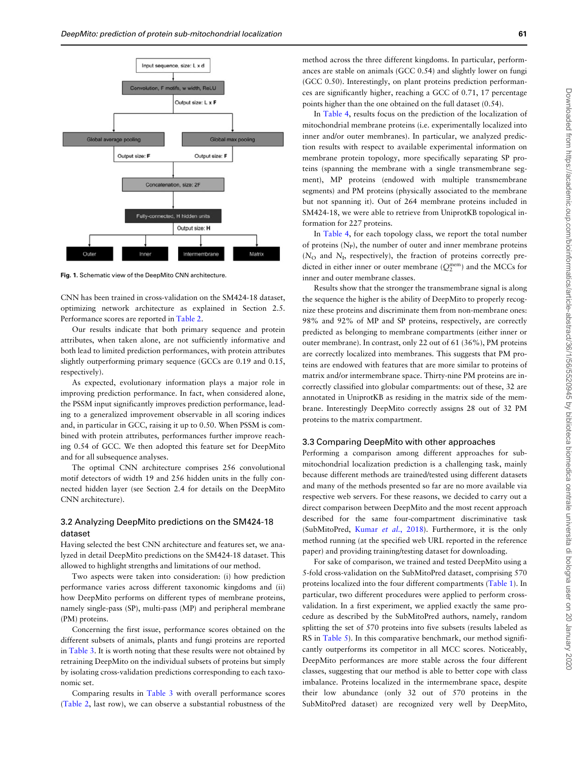Fig. 1. Schematic view of the DeepMito CNN architecture.

CNN has been trained in cross-validation on the SM424-18 dataset, optimizing network architecture as explained in Section 2.5. Performance scores are reported in Table 2.

Our results indicate that both primary sequence and protein attributes, when taken alone, are not sufficiently informative and both lead to limited prediction performances, with protein attributes slightly outperforming primary sequence (GCCs are 0.19 and 0.15, respectively).

As expected, evolutionary information plays a major role in improving prediction performance. In fact, when considered alone, the PSSM input significantly improves prediction performance, leading to a generalized improvement observable in all scoring indices and, in particular in GCC, raising it up to 0.50. When PSSM is combined with protein attributes, performances further improve reaching 0.54 of GCC. We then adopted this feature set for DeepMito and for all subsequence analyses.

The optimal CNN architecture comprises 256 convolutional motif detectors of width 19 and 256 hidden units in the fully connected hidden layer (see Section 2.4 for details on the DeepMito CNN architecture).

## 3.2 Analyzing DeepMito predictions on the SM424-18 dataset

Having selected the best CNN architecture and features set, we analyzed in detail DeepMito predictions on the SM424-18 dataset. This allowed to highlight strengths and limitations of our method.

Two aspects were taken into consideration: (i) how prediction performance varies across different taxonomic kingdoms and (ii) how DeepMito performs on different types of membrane proteins, namely single-pass (SP), multi-pass (MP) and peripheral membrane (PM) proteins.

Concerning the first issue, performance scores obtained on the different subsets of animals, plants and fungi proteins are reported in Table 3. It is worth noting that these results were not obtained by retraining DeepMito on the individual subsets of proteins but simply by isolating cross-validation predictions corresponding to each taxonomic set.

Comparing results in Table 3 with overall performance scores (Table 2, last row), we can observe a substantial robustness of the method across the three different kingdoms. In particular, performances are stable on animals (GCC 0.54) and slightly lower on fungi (GCC 0.50). Interestingly, on plant proteins prediction performances are significantly higher, reaching a GCC of 0.71, 17 percentage points higher than the one obtained on the full dataset (0.54).

In Table 4, results focus on the prediction of the localization of mitochondrial membrane proteins (i.e. experimentally localized into inner and/or outer membranes). In particular, we analyzed prediction results with respect to available experimental information on membrane protein topology, more specifically separating SP proteins (spanning the membrane with a single transmembrane segment), MP proteins (endowed with multiple transmembrane segments) and PM proteins (physically associated to the membrane but not spanning it). Out of 264 membrane proteins included in SM424-18, we were able to retrieve from UniprotKB topological information for 227 proteins.

In Table 4, for each topology class, we report the total number of proteins ($N_P$), the number of outer and inner membrane proteins ($N_O$ and $N_I$, respectively), the fraction of proteins correctly predicted in either inner or outer membrane ($Q_2^{mem}$) and the MCCs for inner and outer membrane classes.

Results show that the stronger the transmembrane signal is along the sequence the higher is the ability of DeepMito to properly recognize these proteins and discriminate them from non-membrane ones: 98% and 92% of MP and SP proteins, respectively, are correctly predicted as belonging to membrane compartments (either inner or outer membrane). In contrast, only 22 out of 61 (36%) PM proteins are correctly localized into membranes. This suggests that PM proteins are endowed with features that are more similar to proteins of matrix and/or intermembrane space. Thirty-nine PM proteins are incorrectly classified into globular compartments: out of these, 32 are annotated in UniprotKB as residing in the matrix side of the membrane. Interestingly DeepMito correctly assigns 28 out of 32 PM proteins to the matrix compartment.

## 3.3 Comparing DeepMito with other approaches

Performing a comparison among different approaches for sub-mitochondrial localization prediction is a challenging task, mainly because different methods are trained/tested using different datasets and many of the methods presented so far are no more available via respective web servers. For these reasons, we decided to carry out a direct comparison between DeepMito and the most recent approach described for the same four-compartment discriminative task (SubMitoPred, Kumar *et al.*, 2018). Furthermore, it is the only method running (at the specified web URL reported in the reference paper) and providing training/testing dataset for downloading.

For sake of comparison, we trained and tested DeepMito using a 5-fold cross-validation on the SubMitoPred dataset, comprising 570 proteins localized into the four different compartments (Table 1). In particular, two different procedures were applied to perform cross-validation. In a first experiment, we applied exactly the same procedure as described by the SubMitoPred authors, namely, random splitting the set of 570 proteins into five subsets (results labeled as RS in Table 5). In this comparative benchmark, our method significantly outperforms its competitor in all MCC scores. Noticeably, DeepMito performances are more stable across the four different classes, suggesting that our method is able to better cope with class imbalance. Proteins localized in the intermembrane space, despite their low abundance (only 32 out of 570 proteins in the SubMitoPred dataset) are recognized very well by DeepMito,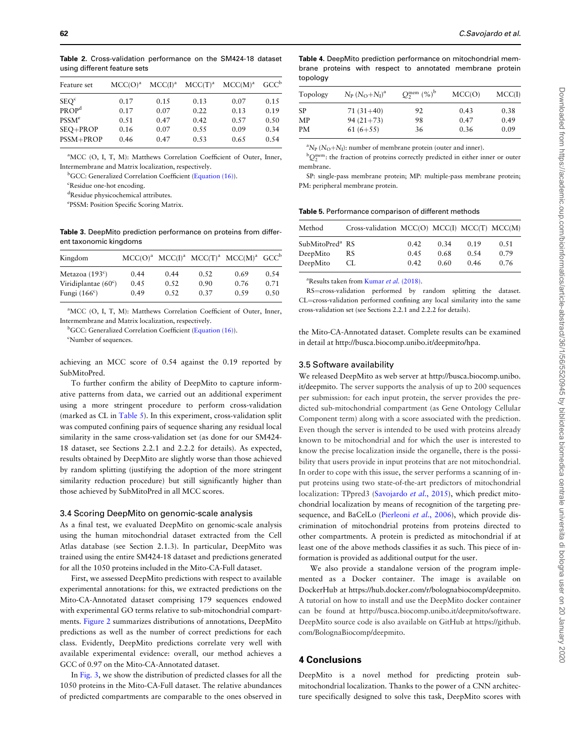**Table 2.** Cross-validation performance on the SM424-18 dataset using different feature sets

| Feature set | MCC(O)[a] | MCC(I)[a] | MCC(T)[a] | MCC(M)[a] | GCC[b] |
|---|---|---|---|---|---|
| SEQ[c] | 0.17 | 0.15 | 0.13 | 0.07 | 0.15 |
| PROP[d] | 0.17 | 0.07 | 0.22 | 0.13 | 0.19 |
| PSSM[e] | 0.51 | 0.47 | 0.42 | 0.57 | 0.50 |
| SEQ+PROP | 0.16 | 0.07 | 0.55 | 0.09 | 0.34 |
| PSSM+PROP | 0.46 | 0.47 | 0.53 | 0.65 | 0.54 |

[a]MCC (O, I, T, M): Matthews Correlation Coefficient of Outer, Inner, Intermembrane and Matrix localization, respectively.
[b]GCC: Generalized Correlation Coefficient (Equation (16)).
[c]Residue one-hot encoding.
[d]Residue physicochemical attributes.
[e]PSSM: Position Specific Scoring Matrix.

**Table 3.** DeepMito prediction performance on proteins from different taxonomic kingdoms

| Kingdom | MCC(O)[a] | MCC(I)[a] | MCC(T)[a] | MCC(M)[a] | GCC[b] |
|---|---|---|---|---|---|
| Metazoa (193[c]) | 0.44 | 0.44 | 0.52 | 0.69 | 0.54 |
| Viridiplantae (60[c]) | 0.45 | 0.52 | 0.90 | 0.76 | 0.71 |
| Fungi (166[c]) | 0.49 | 0.52 | 0.37 | 0.59 | 0.50 |

[a]MCC (O, I, T, M): Matthews Correlation Coefficient of Outer, Inner, Intermembrane and Matrix localization, respectively.
[b]GCC: Generalized Correlation Coefficient (Equation (16)).
[c]Number of sequences.

achieving an MCC score of 0.54 against the 0.19 reported by SubMitoPred.

To further confirm the ability of DeepMito to capture informative patterns from data, we carried out an additional experiment using a more stringent procedure to perform cross-validation (marked as CL in Table 5). In this experiment, cross-validation split was computed confining pairs of sequence sharing any residual local similarity in the same cross-validation set (as done for our SM424-18 dataset, see Sections 2.2.1 and 2.2.2 for details). As expected, results obtained by DeepMito are slightly worse than those achieved by random splitting (justifying the adoption of the more stringent similarity reduction procedure) but still significantly higher than those achieved by SubMitoPred in all MCC scores.

### 3.4 Scoring DeepMito on genomic-scale analysis

As a final test, we evaluated DeepMito on genomic-scale analysis using the human mitochondrial dataset extracted from the Cell Atlas database (see Section 2.1.3). In particular, DeepMito was trained using the entire SM424-18 dataset and predictions generated for all the 1050 proteins included in the Mito-CA-Full dataset.

First, we assessed DeepMito predictions with respect to available experimental annotations: for this, we extracted predictions on the Mito-CA-Annotated dataset comprising 179 sequences endowed with experimental GO terms relative to sub-mitochondrial compartments. Figure 2 summarizes distributions of annotations, DeepMito predictions as well as the number of correct predictions for each class. Evidently, DeepMito predictions correlate very well with available experimental evidence: overall, our method achieves a GCC of 0.97 on the Mito-CA-Annotated dataset.

In Fig. 3, we show the distribution of predicted classes for all the 1050 proteins in the Mito-CA-Full dataset. The relative abundances of predicted compartments are comparable to the ones observed in the Mito-CA-Annotated dataset. Complete results can be examined in detail at http://busca.biocomp.unibo.it/deepmito/hpa.

**Table 4.** DeepMito prediction performance on mitochondrial membrane proteins with respect to annotated membrane protein topology

| Topology | $N_P$ ($N_O$+$N_I$)[a] | $Q_2^{mem}$ (%)[b] | MCC(O) | MCC(I) |
|---|---|---|---|---|
| SP | 71 (31+40) | 92 | 0.43 | 0.38 |
| MP | 94 (21+73) | 98 | 0.47 | 0.49 |
| PM | 61 (6+55) | 36 | 0.36 | 0.09 |

[a]$N_P$ ($N_O$+$N_I$): number of membrane protein (outer and inner).
[b]$Q_2^{mem}$: the fraction of proteins correctly predicted in either inner or outer membrane.

SP: single-pass membrane protein; MP: multiple-pass membrane protein; PM: peripheral membrane protein.

**Table 5.** Performance comparison of different methods

| Method | Cross-validation | MCC(O) | MCC(I) | MCC(T) | MCC(M) |
|---|---|---|---|---|---|
| SubMitoPred[a] | RS | 0.42 | 0.34 | 0.19 | 0.51 |
| DeepMito | RS | 0.45 | 0.68 | 0.54 | 0.79 |
| DeepMito | CL | 0.42 | 0.60 | 0.46 | 0.76 |

[a]Results taken from Kumar *et al.* (2018).

RS=cross-validation performed by random splitting the dataset. CL=cross-validation performed confining any local similarity into the same cross-validation set (see Sections 2.2.1 and 2.2.2 for details).

### 3.5 Software availability

We released DeepMito as web server at http://busca.biocomp.unibo.it/deepmito. The server supports the analysis of up to 200 sequences per submission: for each input protein, the server provides the predicted sub-mitochondrial compartment (as Gene Ontology Cellular Component term) along with a score associated with the prediction. Even though the server is intended to be used with proteins already known to be mitochondrial and for which the user is interested to know the precise localization inside the organelle, there is the possibility that users provide in input proteins that are not mitochondrial. In order to cope with this issue, the server performs a scanning of input proteins using two state-of-the-art predictors of mitochondrial localization: TPpred3 (Savojardo *et al.*, 2015), which predict mitochondrial localization by means of recognition of the targeting presequence, and BaCelLo (Pierleoni *et al.*, 2006), which provide discrimination of mitochondrial proteins from proteins directed to other compartments. A protein is predicted as mitochondrial if at least one of the above methods classifies it as such. This piece of information is provided as additional output for the user.

We also provide a standalone version of the program implemented as a Docker container. The image is available on DockerHub at https://hub.docker.com/r/bolognabiocomp/deepmito. A tutorial on how to install and use the DeepMito docker container can be found at http://busca.biocomp.unibo.it/deepmito/software. DeepMito source code is also available on GitHub at https://github.com/BolognaBiocomp/deepmito.

## 4 Conclusions

DeepMito is a novel method for predicting protein sub-mitochondrial localization. Thanks to the power of a CNN architecture specifically designed to solve this task, DeepMito scores with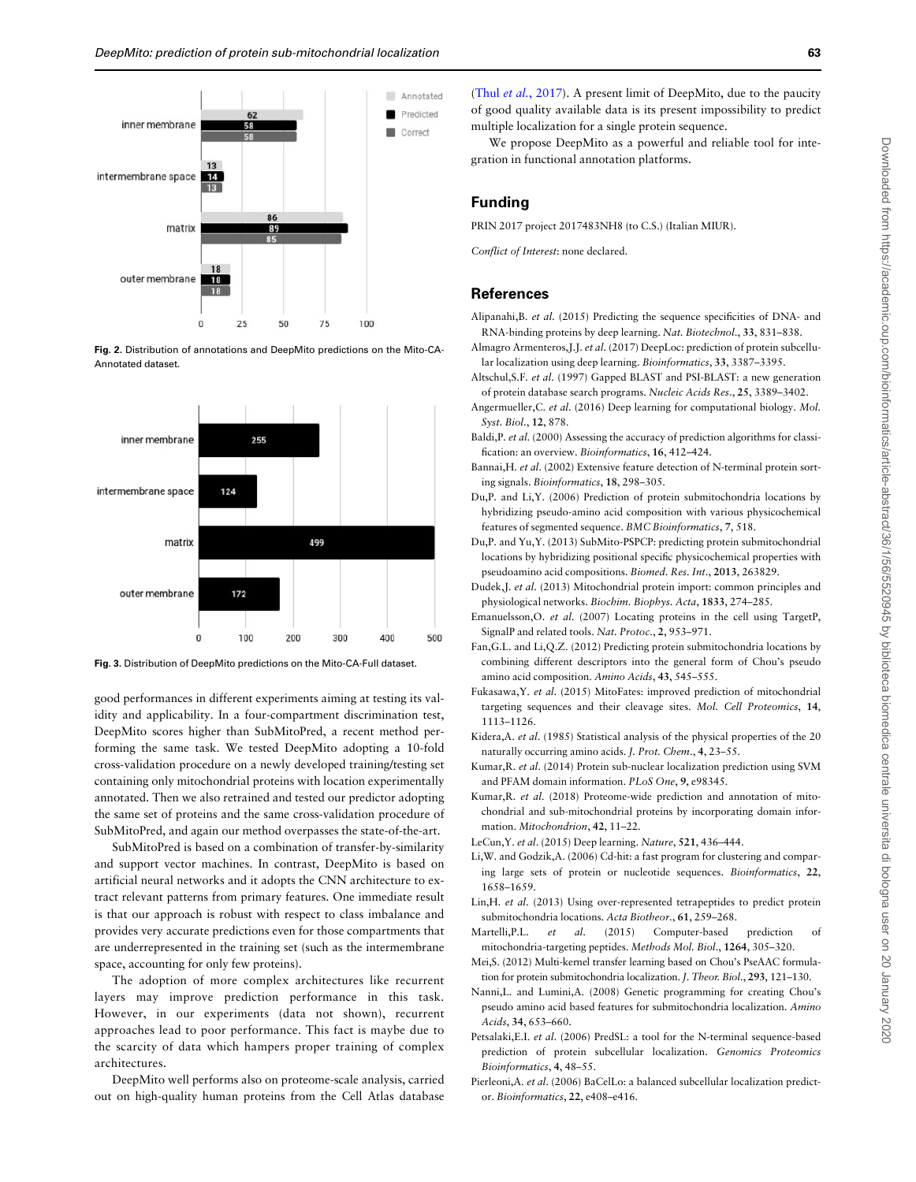Fig. 2. Distribution of annotations and DeepMito predictions on the Mito-CA-Annotated dataset.

Fig. 3. Distribution of DeepMito predictions on the Mito-CA-Full dataset.

good performances in different experiments aiming at testing its validity and applicability. In a four-compartment discrimination test, DeepMito scores higher than SubMitoPred, a recent method performing the same task. We tested DeepMito adopting a 10-fold cross-validation procedure on a newly developed training/testing set containing only mitochondrial proteins with location experimentally annotated. Then we also retrained and tested our predictor adopting the same set of proteins and the same cross-validation procedure of SubMitoPred, and again our method overpasses the state-of-the-art.

SubMitoPred is based on a combination of transfer-by-similarity and support vector machines. In contrast, DeepMito is based on artificial neural networks and it adopts the CNN architecture to extract relevant patterns from primary features. One immediate result is that our approach is robust with respect to class imbalance and provides very accurate predictions even for those compartments that are underrepresented in the training set (such as the intermembrane space, accounting for only few proteins).

The adoption of more complex architectures like recurrent layers may improve prediction performance in this task. However, in our experiments (data not shown), recurrent approaches lead to poor performance. This fact is maybe due to the scarcity of data which hampers proper training of complex architectures.

DeepMito well performs also on proteome-scale analysis, carried out on high-quality human proteins from the Cell Atlas database (Thul *et al.*, 2017). A present limit of DeepMito, due to the paucity of good quality available data is its present impossibility to predict multiple localization for a single protein sequence.

We propose DeepMito as a powerful and reliable tool for integration in functional annotation platforms.

## Funding

PRIN 2017 project 2017483NH8 (to C.S.) (Italian MIUR).

*Conflict of Interest*: none declared.

## References

Alipanahi,B. *et al.* (2015) Predicting the sequence specificities of DNA- and RNA-binding proteins by deep learning. *Nat. Biotechnol.*, **33**, 831–838.

Almagro Armenteros,J.J. *et al.* (2017) DeepLoc: prediction of protein subcellular localization using deep learning. *Bioinformatics*, **33**, 3387–3395.

Altschul,S.F. *et al.* (1997) Gapped BLAST and PSI-BLAST: a new generation of protein database search programs. *Nucleic Acids Res.*, **25**, 3389–3402.

Angermueller,C. *et al.* (2016) Deep learning for computational biology. *Mol. Syst. Biol.*, **12**, 878.

Baldi,P. *et al.* (2000) Assessing the accuracy of prediction algorithms for classification: an overview. *Bioinformatics*, **16**, 412–424.

Bannai,H. *et al.* (2002) Extensive feature detection of N-terminal protein sorting signals. *Bioinformatics*, **18**, 298–305.

Du,P. and Li,Y. (2006) Prediction of protein submitochondria locations by hybridizing pseudo-amino acid composition with various physicochemical features of segmented sequence. *BMC Bioinformatics*, **7**, 518.

Du,P. and Yu,Y. (2013) SubMito-PSPCP: predicting protein submitochondrial locations by hybridizing positional specific physicochemical properties with pseudoamino acid compositions. *Biomed. Res. Int.*, **2013**, 263829.

Dudek,J. *et al.* (2013) Mitochondrial protein import: common principles and physiological networks. *Biochim. Biophys. Acta*, **1833**, 274–285.

Emanuelsson,O. *et al.* (2007) Locating proteins in the cell using TargetP, SignalP and related tools. *Nat. Protoc.*, **2**, 953–971.

Fan,G.L. and Li,Q.Z. (2012) Predicting protein submitochondria locations by combining different descriptors into the general form of Chou's pseudo amino acid composition. *Amino Acids*, **43**, 545–555.

Fukasawa,Y. *et al.* (2015) MitoFates: improved prediction of mitochondrial targeting sequences and their cleavage sites. *Mol. Cell Proteomics*, **14**, 1113–1126.

Kidera,A. *et al.* (1985) Statistical analysis of the physical properties of the 20 naturally occurring amino acids. *J. Prot. Chem.*, **4**, 23–55.

Kumar,R. *et al.* (2014) Protein sub-nuclear localization prediction using SVM and PFAM domain information. *PLoS One*, **9**, e98345.

Kumar,R. *et al.* (2018) Proteome-wide prediction and annotation of mitochondrial and sub-mitochondrial proteins by incorporating domain information. *Mitochondrion*, **42**, 11–22.

LeCun,Y. *et al.* (2015) Deep learning. *Nature*, **521**, 436–444.

Li,W. and Godzik,A. (2006) Cd-hit: a fast program for clustering and comparing large sets of protein or nucleotide sequences. *Bioinformatics*, **22**, 1658–1659.

Lin,H. *et al.* (2013) Using over-represented tetrapeptides to predict protein submitochondria locations. *Acta Biotheor.*, **61**, 259–268.

Martelli,P.L. *et al.* (2015) Computer-based prediction of mitochondria-targeting peptides. *Methods Mol. Biol.*, **1264**, 305–320.

Mei,S. (2012) Multi-kernel transfer learning based on Chou's PseAAC formulation for protein submitochondria localization. *J. Theor. Biol.*, **293**, 121–130.

Nanni,L. and Lumini,A. (2008) Genetic programming for creating Chou's pseudo amino acid based features for submitochondria localization. *Amino Acids*, **34**, 653–660.

Petsalaki,E.I. *et al.* (2006) PredSL: a tool for the N-terminal sequence-based prediction of protein subcellular localization. *Genomics Proteomics Bioinformatics*, **4**, 48–55.

Pierleoni,A. *et al.* (2006) BaCelLo: a balanced subcellular localization predictor. *Bioinformatics*, **22**, e408–e416.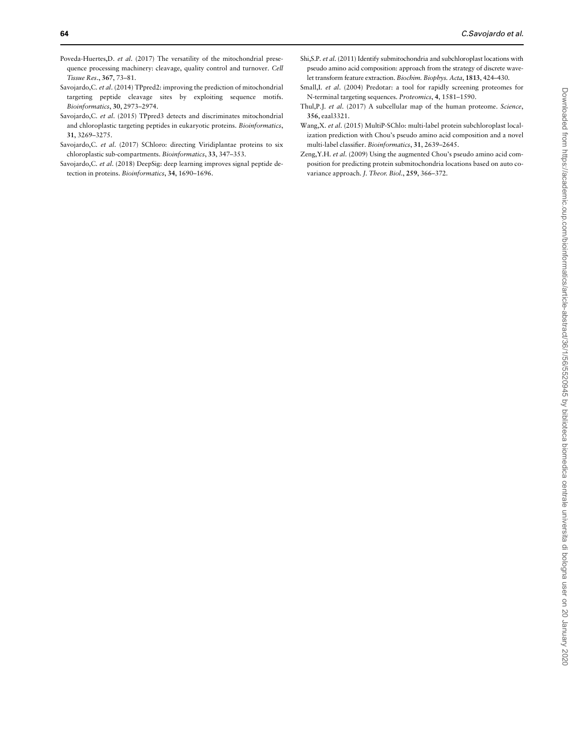Poveda-Huertes,D. *et al.* (2017) The versatility of the mitochondrial presequence processing machinery: cleavage, quality control and turnover. *Cell Tissue Res.*, **367**, 73–81.

Savojardo,C. *et al.* (2014) TPpred2: improving the prediction of mitochondrial targeting peptide cleavage sites by exploiting sequence motifs. *Bioinformatics*, **30**, 2973–2974.

Savojardo,C. *et al.* (2015) TPpred3 detects and discriminates mitochondrial and chloroplastic targeting peptides in eukaryotic proteins. *Bioinformatics*, **31**, 3269–3275.

Savojardo,C. *et al.* (2017) SChloro: directing Viridiplantae proteins to six chloroplastic sub-compartments. *Bioinformatics*, **33**, 347–353.

Savojardo,C. *et al.* (2018) DeepSig: deep learning improves signal peptide detection in proteins. *Bioinformatics*, **34**, 1690–1696.

Shi,S.P. *et al.* (2011) Identify submitochondria and subchloroplast locations with pseudo amino acid composition: approach from the strategy of discrete wavelet transform feature extraction. *Biochim. Biophys. Acta*, **1813**, 424–430.

Small,I. *et al.* (2004) Predotar: a tool for rapidly screening proteomes for N-terminal targeting sequences. *Proteomics*, **4**, 1581–1590.

Thul,P.J. *et al.* (2017) A subcellular map of the human proteome. *Science*, **356**, eaal3321.

Wang,X. *et al.* (2015) MultiP-SChlo: multi-label protein subchloroplast localization prediction with Chou's pseudo amino acid composition and a novel multi-label classifier. *Bioinformatics*, **31**, 2639–2645.

Zeng,Y.H. *et al.* (2009) Using the augmented Chou's pseudo amino acid composition for predicting protein submitochondria locations based on auto covariance approach. *J. Theor. Biol.*, **259**, 366–372.